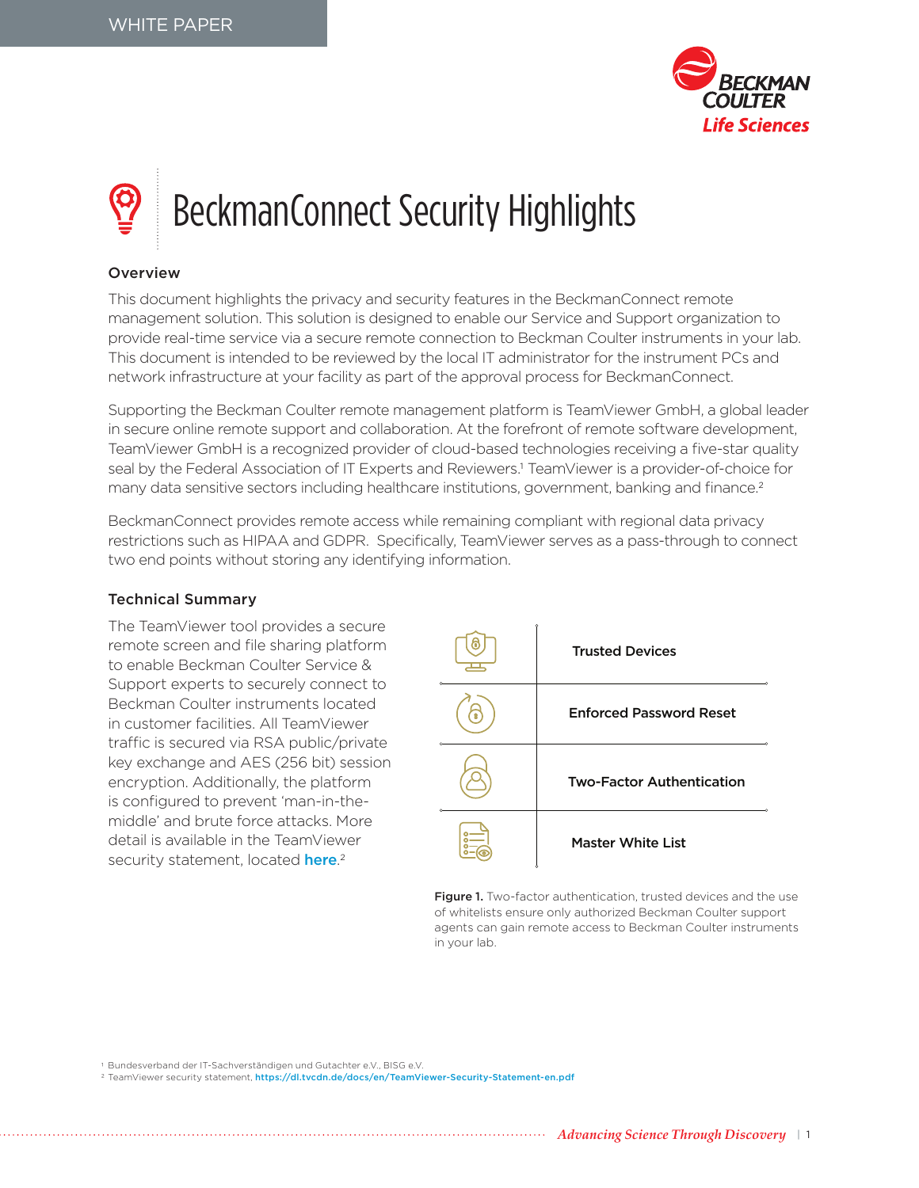WHITE PAPER

# BeckmanConnect Security Highlights

### Overview

This document highlights the privacy and security features in the BeckmanConnect remote management solution. This solution is designed to enable our Service and Support organization to provide real-time service via a secure remote connection to Beckman Coulter instruments in your lab. This document is intended to be reviewed by the local IT administrator for the instrument PCs and network infrastructure at your facility as part of the approval process for BeckmanConnect.

Supporting the Beckman Coulter remote management platform is TeamViewer GmbH, a global leader in secure online remote support and collaboration. At the forefront of remote software development, TeamViewer GmbH is a recognized provider of cloud-based technologies receiving a five-star quality seal by the Federal Association of IT Experts and Reviewers.[1] TeamViewer is a provider-of-choice for many data sensitive sectors including healthcare institutions, government, banking and finance.[2]

BeckmanConnect provides remote access while remaining compliant with regional data privacy restrictions such as HIPAA and GDPR. Specifically, TeamViewer serves as a pass-through to connect two end points without storing any identifying information.

### Technical Summary

The TeamViewer tool provides a secure remote screen and file sharing platform to enable Beckman Coulter Service & Support experts to securely connect to Beckman Coulter instruments located in customer facilities. All TeamViewer traffic is secured via RSA public/private key exchange and AES (256 bit) session encryption. Additionally, the platform is configured to prevent 'man-in-the-middle' and brute force attacks. More detail is available in the TeamViewer security statement, located **here**.[2]

**Trusted Devices**

**Enforced Password Reset**

**Two-Factor Authentication**

**Master White List**

**Figure 1.** Two-factor authentication, trusted devices and the use of whitelists ensure only authorized Beckman Coulter support agents can gain remote access to Beckman Coulter instruments in your lab.

[1] Bundesverband der IT-Sachverständigen und Gutachter e.V., BISG e.V.

[2] TeamViewer security statement, https://dl.tvcdn.de/docs/en/TeamViewer-Security-Statement-en.pdf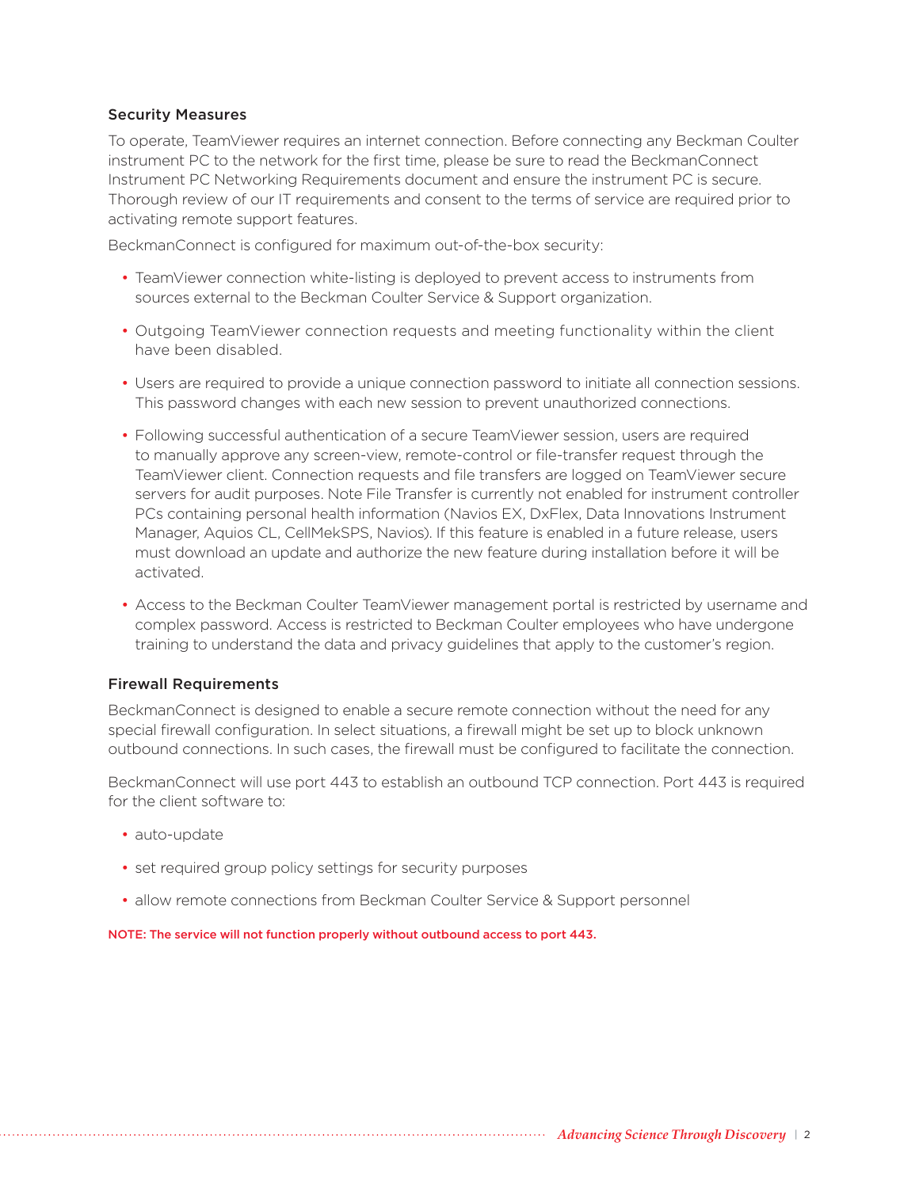### Security Measures

To operate, TeamViewer requires an internet connection. Before connecting any Beckman Coulter instrument PC to the network for the first time, please be sure to read the BeckmanConnect Instrument PC Networking Requirements document and ensure the instrument PC is secure. Thorough review of our IT requirements and consent to the terms of service are required prior to activating remote support features.

BeckmanConnect is configured for maximum out-of-the-box security:

- TeamViewer connection white-listing is deployed to prevent access to instruments from sources external to the Beckman Coulter Service & Support organization.
- Outgoing TeamViewer connection requests and meeting functionality within the client have been disabled.
- Users are required to provide a unique connection password to initiate all connection sessions. This password changes with each new session to prevent unauthorized connections.
- Following successful authentication of a secure TeamViewer session, users are required to manually approve any screen-view, remote-control or file-transfer request through the TeamViewer client. Connection requests and file transfers are logged on TeamViewer secure servers for audit purposes. Note File Transfer is currently not enabled for instrument controller PCs containing personal health information (Navios EX, DxFlex, Data Innovations Instrument Manager, Aquios CL, CellMekSPS, Navios). If this feature is enabled in a future release, users must download an update and authorize the new feature during installation before it will be activated.
- Access to the Beckman Coulter TeamViewer management portal is restricted by username and complex password. Access is restricted to Beckman Coulter employees who have undergone training to understand the data and privacy guidelines that apply to the customer's region.

### Firewall Requirements

BeckmanConnect is designed to enable a secure remote connection without the need for any special firewall configuration. In select situations, a firewall might be set up to block unknown outbound connections. In such cases, the firewall must be configured to facilitate the connection.

BeckmanConnect will use port 443 to establish an outbound TCP connection. Port 443 is required for the client software to:

- auto-update
- set required group policy settings for security purposes
- allow remote connections from Beckman Coulter Service & Support personnel

**NOTE: The service will not function properly without outbound access to port 443.**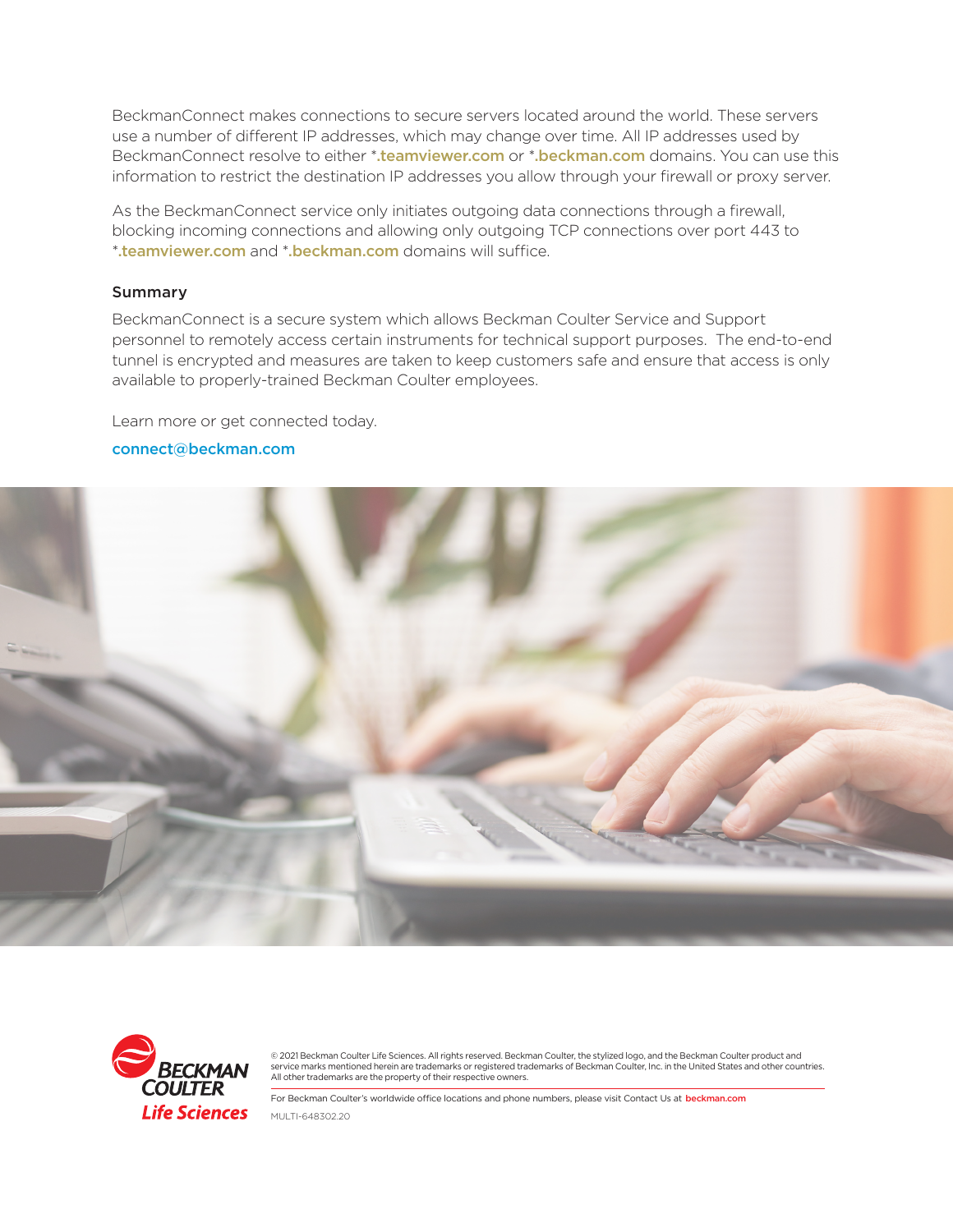BeckmanConnect makes connections to secure servers located around the world. These servers use a number of different IP addresses, which may change over time. All IP addresses used by BeckmanConnect resolve to either *.teamviewer.com or *.beckman.com domains. You can use this information to restrict the destination IP addresses you allow through your firewall or proxy server.

As the BeckmanConnect service only initiates outgoing data connections through a firewall, blocking incoming connections and allowing only outgoing TCP connections over port 443 to *.teamviewer.com and *.beckman.com domains will suffice.

### Summary

BeckmanConnect is a secure system which allows Beckman Coulter Service and Support personnel to remotely access certain instruments for technical support purposes. The end-to-end tunnel is encrypted and measures are taken to keep customers safe and ensure that access is only available to properly-trained Beckman Coulter employees.

Learn more or get connected today.

connect@beckman.com

BECKMAN COULTER *Life Sciences*

© 2021 Beckman Coulter Life Sciences. All rights reserved. Beckman Coulter, the stylized logo, and the Beckman Coulter product and service marks mentioned herein are trademarks or registered trademarks of Beckman Coulter, Inc. in the United States and other countries. All other trademarks are the property of their respective owners.

For Beckman Coulter's worldwide office locations and phone numbers, please visit Contact Us at beckman.com

MULTI-648302.20